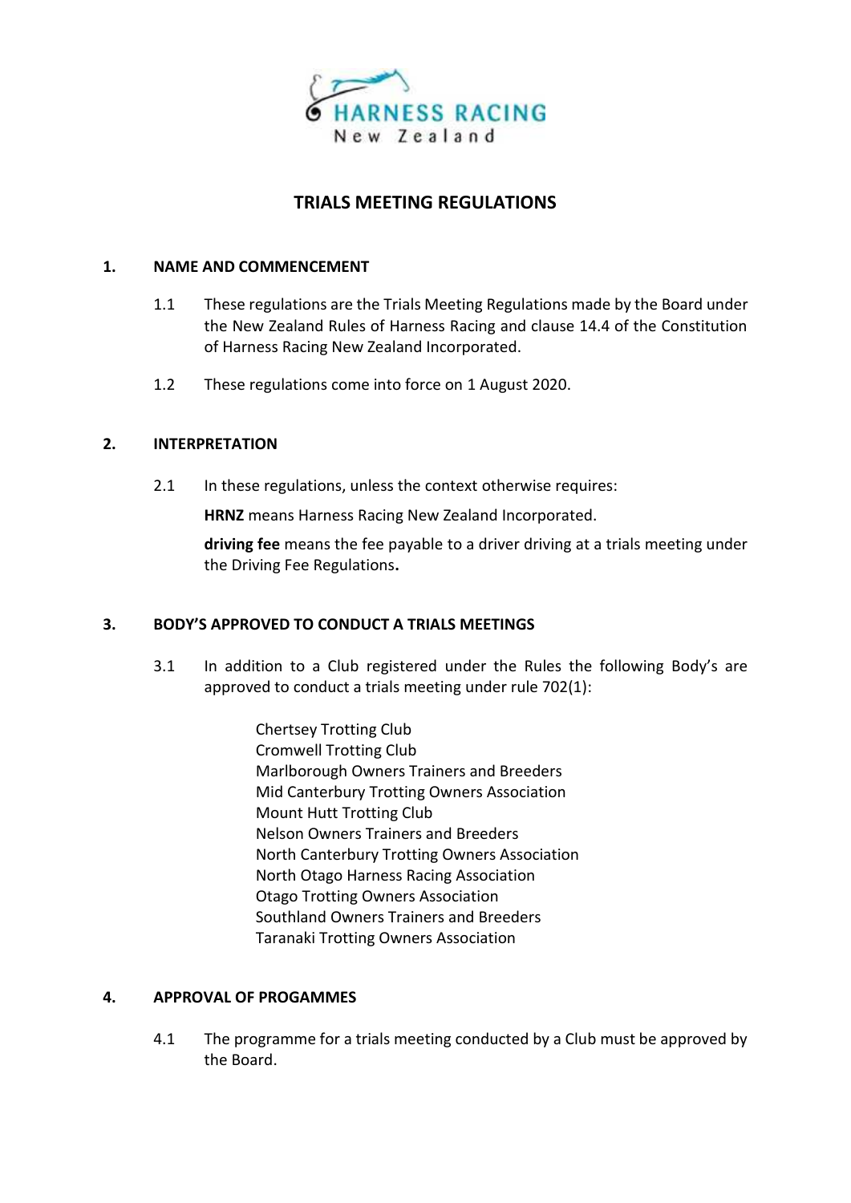HARNESS RACING
New Zealand

# TRIALS MEETING REGULATIONS

## 1. NAME AND COMMENCEMENT

1.1 These regulations are the Trials Meeting Regulations made by the Board under the New Zealand Rules of Harness Racing and clause 14.4 of the Constitution of Harness Racing New Zealand Incorporated.

1.2 These regulations come into force on 1 August 2020.

## 2. INTERPRETATION

2.1 In these regulations, unless the context otherwise requires:

**HRNZ** means Harness Racing New Zealand Incorporated.

**driving fee** means the fee payable to a driver driving at a trials meeting under the Driving Fee Regulations**.**

## 3. BODY'S APPROVED TO CONDUCT A TRIALS MEETINGS

3.1 In addition to a Club registered under the Rules the following Body's are approved to conduct a trials meeting under rule 702(1):

Chertsey Trotting Club
Cromwell Trotting Club
Marlborough Owners Trainers and Breeders
Mid Canterbury Trotting Owners Association
Mount Hutt Trotting Club
Nelson Owners Trainers and Breeders
North Canterbury Trotting Owners Association
North Otago Harness Racing Association
Otago Trotting Owners Association
Southland Owners Trainers and Breeders
Taranaki Trotting Owners Association

## 4. APPROVAL OF PROGAMMES

4.1 The programme for a trials meeting conducted by a Club must be approved by the Board.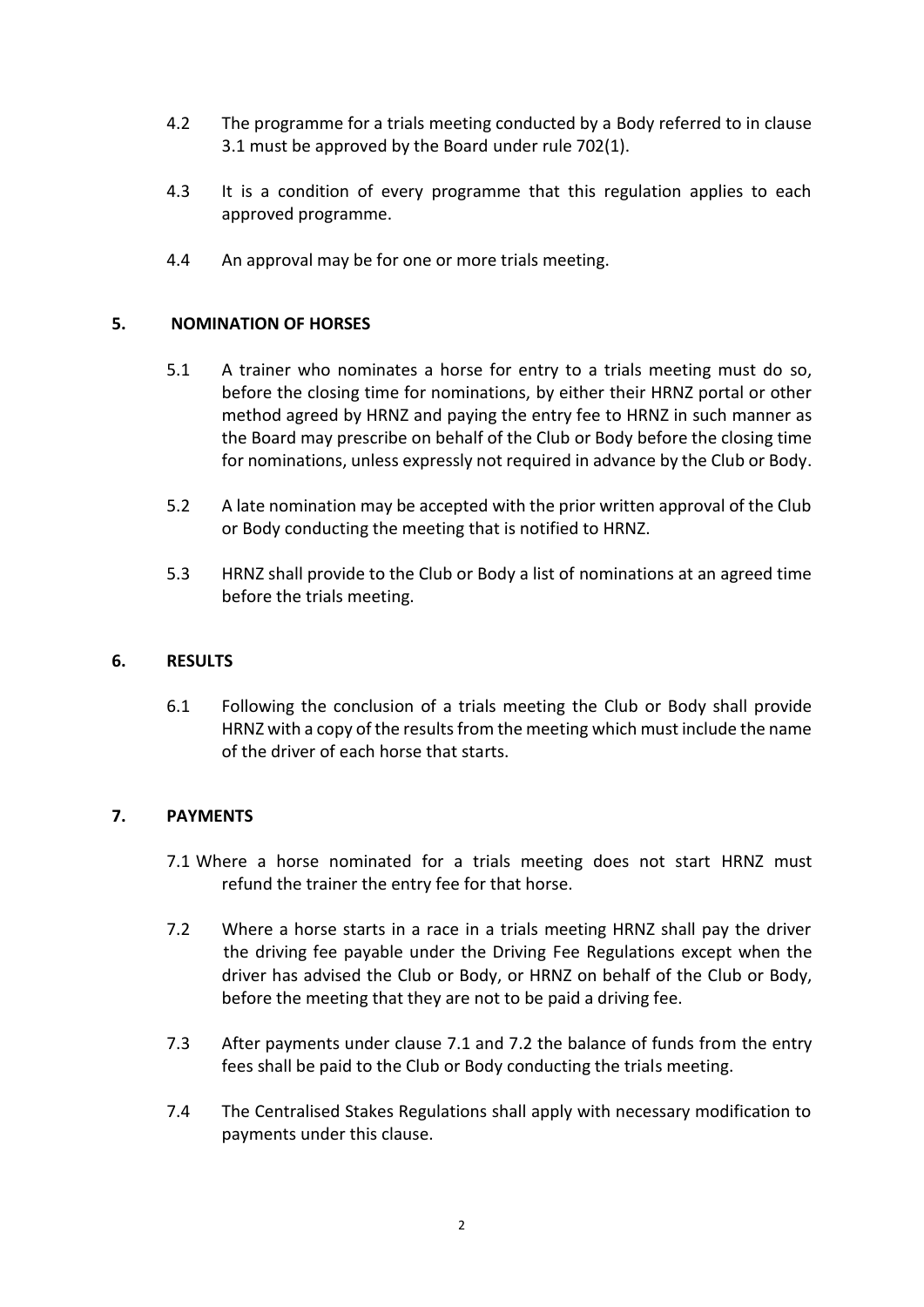4.2 The programme for a trials meeting conducted by a Body referred to in clause 3.1 must be approved by the Board under rule 702(1).

4.3 It is a condition of every programme that this regulation applies to each approved programme.

4.4 An approval may be for one or more trials meeting.

## 5. NOMINATION OF HORSES

5.1 A trainer who nominates a horse for entry to a trials meeting must do so, before the closing time for nominations, by either their HRNZ portal or other method agreed by HRNZ and paying the entry fee to HRNZ in such manner as the Board may prescribe on behalf of the Club or Body before the closing time for nominations, unless expressly not required in advance by the Club or Body.

5.2 A late nomination may be accepted with the prior written approval of the Club or Body conducting the meeting that is notified to HRNZ.

5.3 HRNZ shall provide to the Club or Body a list of nominations at an agreed time before the trials meeting.

## 6. RESULTS

6.1 Following the conclusion of a trials meeting the Club or Body shall provide HRNZ with a copy of the results from the meeting which must include the name of the driver of each horse that starts.

## 7. PAYMENTS

7.1 Where a horse nominated for a trials meeting does not start HRNZ must refund the trainer the entry fee for that horse.

7.2 Where a horse starts in a race in a trials meeting HRNZ shall pay the driver the driving fee payable under the Driving Fee Regulations except when the driver has advised the Club or Body, or HRNZ on behalf of the Club or Body, before the meeting that they are not to be paid a driving fee.

7.3 After payments under clause 7.1 and 7.2 the balance of funds from the entry fees shall be paid to the Club or Body conducting the trials meeting.

7.4 The Centralised Stakes Regulations shall apply with necessary modification to payments under this clause.